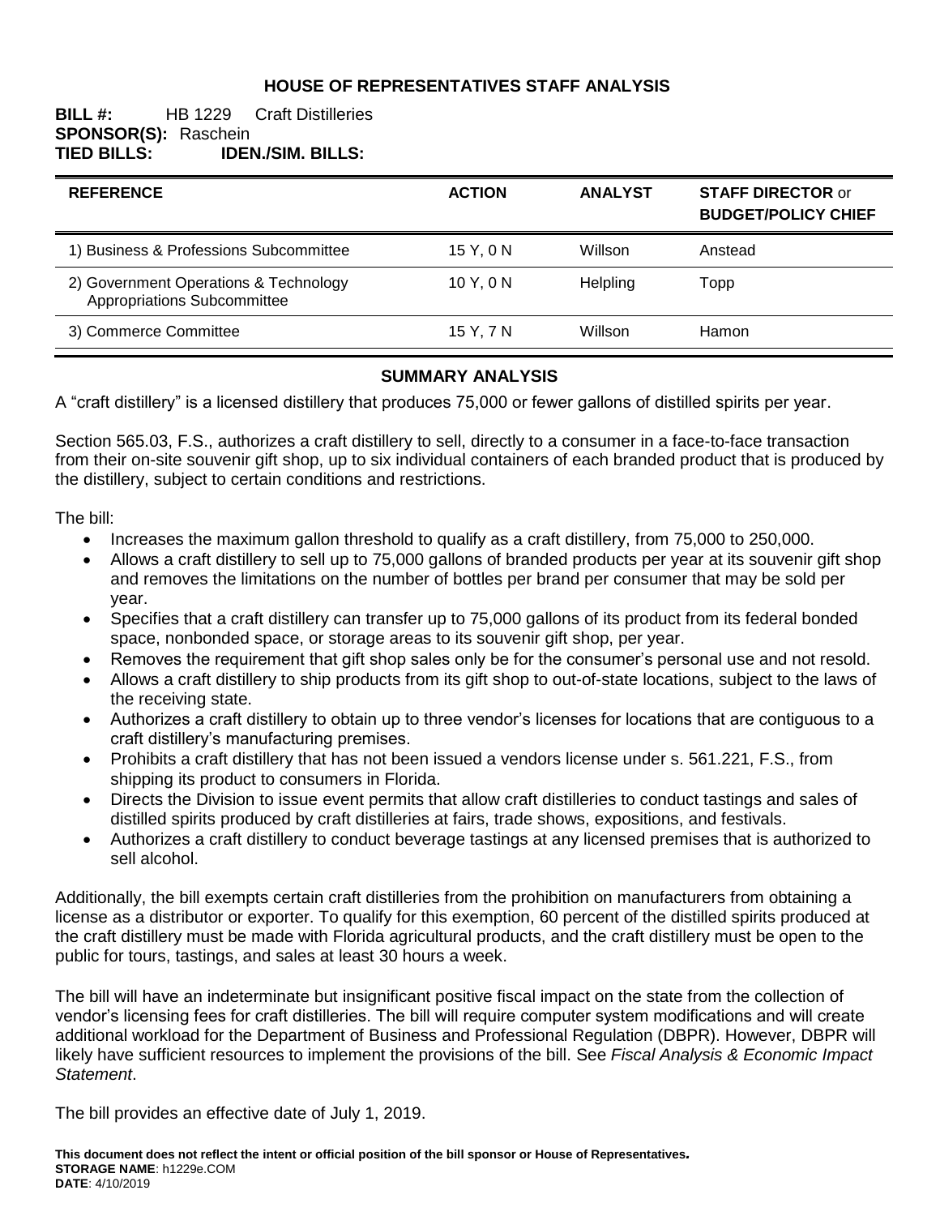# HOUSE OF REPRESENTATIVES STAFF ANALYSIS

**BILL #:** HB 1229 Craft Distilleries
**SPONSOR(S):** Raschein
**TIED BILLS:** **IDEN./SIM. BILLS:**

| REFERENCE | ACTION | ANALYST | STAFF DIRECTOR or BUDGET/POLICY CHIEF |
|---|---|---|---|
| 1) Business & Professions Subcommittee | 15 Y, 0 N | Willson | Anstead |
| 2) Government Operations & Technology Appropriations Subcommittee | 10 Y, 0 N | Helpling | Topp |
| 3) Commerce Committee | 15 Y, 7 N | Willson | Hamon |

## SUMMARY ANALYSIS

A "craft distillery" is a licensed distillery that produces 75,000 or fewer gallons of distilled spirits per year.

Section 565.03, F.S., authorizes a craft distillery to sell, directly to a consumer in a face-to-face transaction from their on-site souvenir gift shop, up to six individual containers of each branded product that is produced by the distillery, subject to certain conditions and restrictions.

The bill:

- Increases the maximum gallon threshold to qualify as a craft distillery, from 75,000 to 250,000.
- Allows a craft distillery to sell up to 75,000 gallons of branded products per year at its souvenir gift shop and removes the limitations on the number of bottles per brand per consumer that may be sold per year.
- Specifies that a craft distillery can transfer up to 75,000 gallons of its product from its federal bonded space, nonbonded space, or storage areas to its souvenir gift shop, per year.
- Removes the requirement that gift shop sales only be for the consumer's personal use and not resold.
- Allows a craft distillery to ship products from its gift shop to out-of-state locations, subject to the laws of the receiving state.
- Authorizes a craft distillery to obtain up to three vendor's licenses for locations that are contiguous to a craft distillery's manufacturing premises.
- Prohibits a craft distillery that has not been issued a vendors license under s. 561.221, F.S., from shipping its product to consumers in Florida.
- Directs the Division to issue event permits that allow craft distilleries to conduct tastings and sales of distilled spirits produced by craft distilleries at fairs, trade shows, expositions, and festivals.
- Authorizes a craft distillery to conduct beverage tastings at any licensed premises that is authorized to sell alcohol.

Additionally, the bill exempts certain craft distilleries from the prohibition on manufacturers from obtaining a license as a distributor or exporter. To qualify for this exemption, 60 percent of the distilled spirits produced at the craft distillery must be made with Florida agricultural products, and the craft distillery must be open to the public for tours, tastings, and sales at least 30 hours a week.

The bill will have an indeterminate but insignificant positive fiscal impact on the state from the collection of vendor's licensing fees for craft distilleries. The bill will require computer system modifications and will create additional workload for the Department of Business and Professional Regulation (DBPR). However, DBPR will likely have sufficient resources to implement the provisions of the bill. See *Fiscal Analysis & Economic Impact Statement*.

The bill provides an effective date of July 1, 2019.

**This document does not reflect the intent or official position of the bill sponsor or House of Representatives.**
**STORAGE NAME**: h1229e.COM
**DATE**: 4/10/2019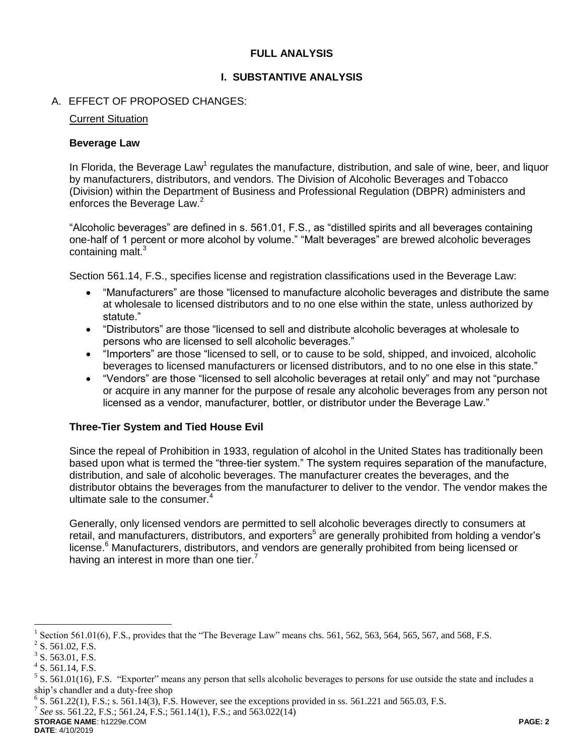# FULL ANALYSIS

## I. SUBSTANTIVE ANALYSIS

### A. EFFECT OF PROPOSED CHANGES:

Current Situation

**Beverage Law**

In Florida, the Beverage Law[1] regulates the manufacture, distribution, and sale of wine, beer, and liquor by manufacturers, distributors, and vendors. The Division of Alcoholic Beverages and Tobacco (Division) within the Department of Business and Professional Regulation (DBPR) administers and enforces the Beverage Law.[2]

"Alcoholic beverages" are defined in s. 561.01, F.S., as "distilled spirits and all beverages containing one-half of 1 percent or more alcohol by volume." "Malt beverages" are brewed alcoholic beverages containing malt.[3]

Section 561.14, F.S., specifies license and registration classifications used in the Beverage Law:

- "Manufacturers" are those "licensed to manufacture alcoholic beverages and distribute the same at wholesale to licensed distributors and to no one else within the state, unless authorized by statute."
- "Distributors" are those "licensed to sell and distribute alcoholic beverages at wholesale to persons who are licensed to sell alcoholic beverages."
- "Importers" are those "licensed to sell, or to cause to be sold, shipped, and invoiced, alcoholic beverages to licensed manufacturers or licensed distributors, and to no one else in this state."
- "Vendors" are those "licensed to sell alcoholic beverages at retail only" and may not "purchase or acquire in any manner for the purpose of resale any alcoholic beverages from any person not licensed as a vendor, manufacturer, bottler, or distributor under the Beverage Law."

**Three-Tier System and Tied House Evil**

Since the repeal of Prohibition in 1933, regulation of alcohol in the United States has traditionally been based upon what is termed the "three-tier system." The system requires separation of the manufacture, distribution, and sale of alcoholic beverages. The manufacturer creates the beverages, and the distributor obtains the beverages from the manufacturer to deliver to the vendor. The vendor makes the ultimate sale to the consumer.[4]

Generally, only licensed vendors are permitted to sell alcoholic beverages directly to consumers at retail, and manufacturers, distributors, and exporters[5] are generally prohibited from holding a vendor's license.[6] Manufacturers, distributors, and vendors are generally prohibited from being licensed or having an interest in more than one tier.[7]

---

[1] Section 561.01(6), F.S., provides that the "The Beverage Law" means chs. 561, 562, 563, 564, 565, 567, and 568, F.S.

[2] S. 561.02, F.S.

[3] S. 563.01, F.S.

[4] S. 561.14, F.S.

[5] S. 561.01(16), F.S. "Exporter" means any person that sells alcoholic beverages to persons for use outside the state and includes a ship's chandler and a duty-free shop

[6] S. 561.22(1), F.S.; s. 561.14(3), F.S. However, see the exceptions provided in ss. 561.221 and 565.03, F.S.

[7] *See* ss. 561.22, F.S.; 561.24, F.S.; 561.14(1), F.S.; and 563.022(14)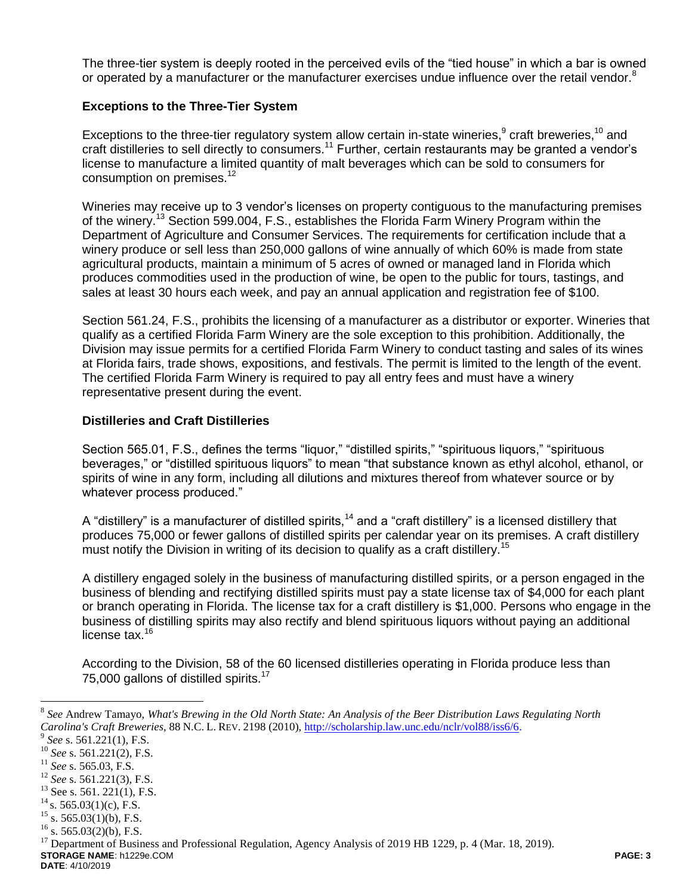The three-tier system is deeply rooted in the perceived evils of the "tied house" in which a bar is owned or operated by a manufacturer or the manufacturer exercises undue influence over the retail vendor.[8]

### Exceptions to the Three-Tier System

Exceptions to the three-tier regulatory system allow certain in-state wineries,[9] craft breweries,[10] and craft distilleries to sell directly to consumers.[11] Further, certain restaurants may be granted a vendor's license to manufacture a limited quantity of malt beverages which can be sold to consumers for consumption on premises.[12]

Wineries may receive up to 3 vendor's licenses on property contiguous to the manufacturing premises of the winery.[13] Section 599.004, F.S., establishes the Florida Farm Winery Program within the Department of Agriculture and Consumer Services. The requirements for certification include that a winery produce or sell less than 250,000 gallons of wine annually of which 60% is made from state agricultural products, maintain a minimum of 5 acres of owned or managed land in Florida which produces commodities used in the production of wine, be open to the public for tours, tastings, and sales at least 30 hours each week, and pay an annual application and registration fee of $100.

Section 561.24, F.S., prohibits the licensing of a manufacturer as a distributor or exporter. Wineries that qualify as a certified Florida Farm Winery are the sole exception to this prohibition. Additionally, the Division may issue permits for a certified Florida Farm Winery to conduct tasting and sales of its wines at Florida fairs, trade shows, expositions, and festivals. The permit is limited to the length of the event. The certified Florida Farm Winery is required to pay all entry fees and must have a winery representative present during the event.

### Distilleries and Craft Distilleries

Section 565.01, F.S., defines the terms "liquor," "distilled spirits," "spirituous liquors," "spirituous beverages," or "distilled spirituous liquors" to mean "that substance known as ethyl alcohol, ethanol, or spirits of wine in any form, including all dilutions and mixtures thereof from whatever source or by whatever process produced."

A "distillery" is a manufacturer of distilled spirits,[14] and a "craft distillery" is a licensed distillery that produces 75,000 or fewer gallons of distilled spirits per calendar year on its premises. A craft distillery must notify the Division in writing of its decision to qualify as a craft distillery.[15]

A distillery engaged solely in the business of manufacturing distilled spirits, or a person engaged in the business of blending and rectifying distilled spirits must pay a state license tax of $4,000 for each plant or branch operating in Florida. The license tax for a craft distillery is $1,000. Persons who engage in the business of distilling spirits may also rectify and blend spirituous liquors without paying an additional license tax.[16]

According to the Division, 58 of the 60 licensed distilleries operating in Florida produce less than 75,000 gallons of distilled spirits.[17]

---

[8] *See* Andrew Tamayo, *What's Brewing in the Old North State: An Analysis of the Beer Distribution Laws Regulating North Carolina's Craft Breweries*, 88 N.C. L. REV. 2198 (2010), http://scholarship.law.unc.edu/nclr/vol88/iss6/6.

[9] *See* s. 561.221(1), F.S.

[10] *See* s. 561.221(2), F.S.

[11] *See* s. 565.03, F.S.

[12] *See* s. 561.221(3), F.S.

[13] See s. 561. 221(1), F.S.

[14] s. 565.03(1)(c), F.S.

[15] s. 565.03(1)(b), F.S.

[16] s. 565.03(2)(b), F.S.

[17] Department of Business and Professional Regulation, Agency Analysis of 2019 HB 1229, p. 4 (Mar. 18, 2019).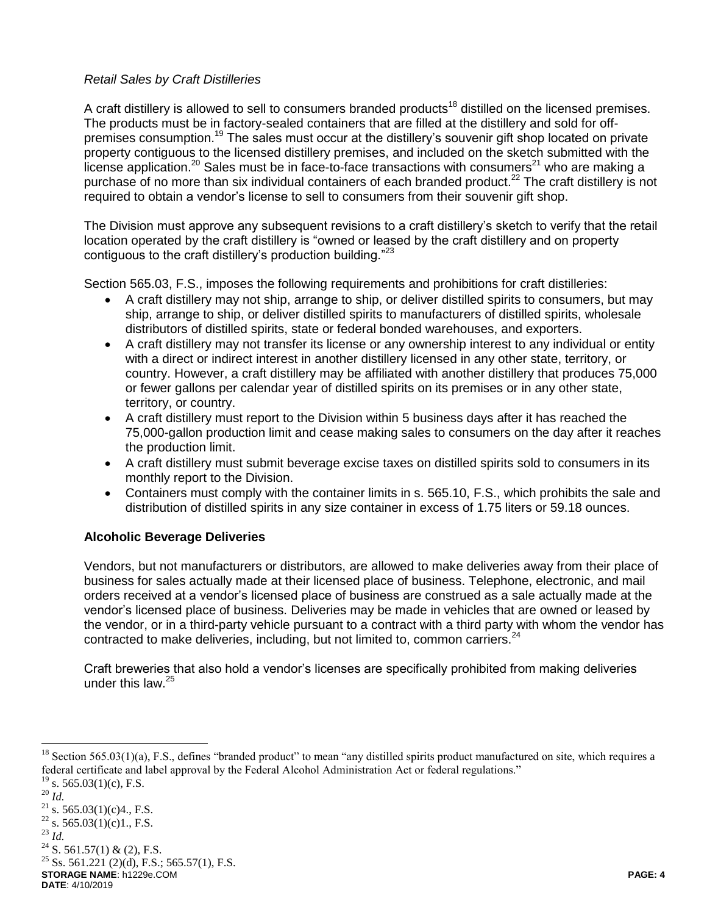*Retail Sales by Craft Distilleries*

A craft distillery is allowed to sell to consumers branded products[18] distilled on the licensed premises. The products must be in factory-sealed containers that are filled at the distillery and sold for off-premises consumption.[19] The sales must occur at the distillery's souvenir gift shop located on private property contiguous to the licensed distillery premises, and included on the sketch submitted with the license application.[20] Sales must be in face-to-face transactions with consumers[21] who are making a purchase of no more than six individual containers of each branded product.[22] The craft distillery is not required to obtain a vendor's license to sell to consumers from their souvenir gift shop.

The Division must approve any subsequent revisions to a craft distillery's sketch to verify that the retail location operated by the craft distillery is "owned or leased by the craft distillery and on property contiguous to the craft distillery's production building."[23]

Section 565.03, F.S., imposes the following requirements and prohibitions for craft distilleries:

- A craft distillery may not ship, arrange to ship, or deliver distilled spirits to consumers, but may ship, arrange to ship, or deliver distilled spirits to manufacturers of distilled spirits, wholesale distributors of distilled spirits, state or federal bonded warehouses, and exporters.
- A craft distillery may not transfer its license or any ownership interest to any individual or entity with a direct or indirect interest in another distillery licensed in any other state, territory, or country. However, a craft distillery may be affiliated with another distillery that produces 75,000 or fewer gallons per calendar year of distilled spirits on its premises or in any other state, territory, or country.
- A craft distillery must report to the Division within 5 business days after it has reached the 75,000-gallon production limit and cease making sales to consumers on the day after it reaches the production limit.
- A craft distillery must submit beverage excise taxes on distilled spirits sold to consumers in its monthly report to the Division.
- Containers must comply with the container limits in s. 565.10, F.S., which prohibits the sale and distribution of distilled spirits in any size container in excess of 1.75 liters or 59.18 ounces.

**Alcoholic Beverage Deliveries**

Vendors, but not manufacturers or distributors, are allowed to make deliveries away from their place of business for sales actually made at their licensed place of business. Telephone, electronic, and mail orders received at a vendor's licensed place of business are construed as a sale actually made at the vendor's licensed place of business. Deliveries may be made in vehicles that are owned or leased by the vendor, or in a third-party vehicle pursuant to a contract with a third party with whom the vendor has contracted to make deliveries, including, but not limited to, common carriers.[24]

Craft breweries that also hold a vendor's licenses are specifically prohibited from making deliveries under this law.[25]

---

[18] Section 565.03(1)(a), F.S., defines "branded product" to mean "any distilled spirits product manufactured on site, which requires a federal certificate and label approval by the Federal Alcohol Administration Act or federal regulations."

[19] s. 565.03(1)(c), F.S.

[20] *Id.*

[21] s. 565.03(1)(c)4., F.S.

[22] s. 565.03(1)(c)1., F.S.

[23] *Id.*

[24] S. 561.57(1) & (2), F.S.

[25] Ss. 561.221 (2)(d), F.S.; 565.57(1), F.S.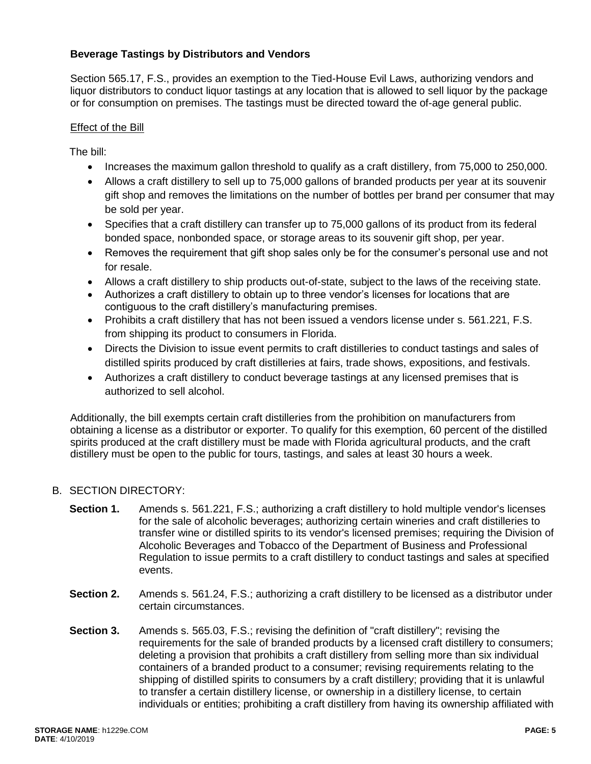### Beverage Tastings by Distributors and Vendors

Section 565.17, F.S., provides an exemption to the Tied-House Evil Laws, authorizing vendors and liquor distributors to conduct liquor tastings at any location that is allowed to sell liquor by the package or for consumption on premises. The tastings must be directed toward the of-age general public.

Effect of the Bill

The bill:

- Increases the maximum gallon threshold to qualify as a craft distillery, from 75,000 to 250,000.
- Allows a craft distillery to sell up to 75,000 gallons of branded products per year at its souvenir gift shop and removes the limitations on the number of bottles per brand per consumer that may be sold per year.
- Specifies that a craft distillery can transfer up to 75,000 gallons of its product from its federal bonded space, nonbonded space, or storage areas to its souvenir gift shop, per year.
- Removes the requirement that gift shop sales only be for the consumer's personal use and not for resale.
- Allows a craft distillery to ship products out-of-state, subject to the laws of the receiving state.
- Authorizes a craft distillery to obtain up to three vendor's licenses for locations that are contiguous to the craft distillery's manufacturing premises.
- Prohibits a craft distillery that has not been issued a vendors license under s. 561.221, F.S. from shipping its product to consumers in Florida.
- Directs the Division to issue event permits to craft distilleries to conduct tastings and sales of distilled spirits produced by craft distilleries at fairs, trade shows, expositions, and festivals.
- Authorizes a craft distillery to conduct beverage tastings at any licensed premises that is authorized to sell alcohol.

Additionally, the bill exempts certain craft distilleries from the prohibition on manufacturers from obtaining a license as a distributor or exporter. To qualify for this exemption, 60 percent of the distilled spirits produced at the craft distillery must be made with Florida agricultural products, and the craft distillery must be open to the public for tours, tastings, and sales at least 30 hours a week.

## B. SECTION DIRECTORY:

**Section 1.** Amends s. 561.221, F.S.; authorizing a craft distillery to hold multiple vendor's licenses for the sale of alcoholic beverages; authorizing certain wineries and craft distilleries to transfer wine or distilled spirits to its vendor's licensed premises; requiring the Division of Alcoholic Beverages and Tobacco of the Department of Business and Professional Regulation to issue permits to a craft distillery to conduct tastings and sales at specified events.

**Section 2.** Amends s. 561.24, F.S.; authorizing a craft distillery to be licensed as a distributor under certain circumstances.

**Section 3.** Amends s. 565.03, F.S.; revising the definition of "craft distillery"; revising the requirements for the sale of branded products by a licensed craft distillery to consumers; deleting a provision that prohibits a craft distillery from selling more than six individual containers of a branded product to a consumer; revising requirements relating to the shipping of distilled spirits to consumers by a craft distillery; providing that it is unlawful to transfer a certain distillery license, or ownership in a distillery license, to certain individuals or entities; prohibiting a craft distillery from having its ownership affiliated with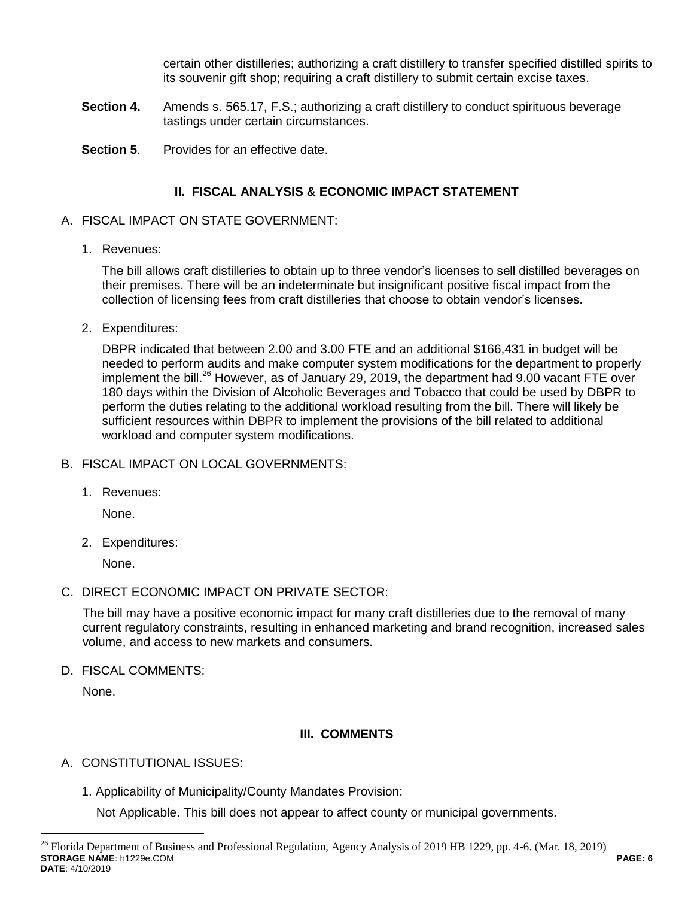certain other distilleries; authorizing a craft distillery to transfer specified distilled spirits to its souvenir gift shop; requiring a craft distillery to submit certain excise taxes.

**Section 4.** Amends s. 565.17, F.S.; authorizing a craft distillery to conduct spirituous beverage tastings under certain circumstances.

**Section 5**. Provides for an effective date.

## II. FISCAL ANALYSIS & ECONOMIC IMPACT STATEMENT

A. FISCAL IMPACT ON STATE GOVERNMENT:

1. Revenues:

   The bill allows craft distilleries to obtain up to three vendor's licenses to sell distilled beverages on their premises. There will be an indeterminate but insignificant positive fiscal impact from the collection of licensing fees from craft distilleries that choose to obtain vendor's licenses.

2. Expenditures:

   DBPR indicated that between 2.00 and 3.00 FTE and an additional $166,431 in budget will be needed to perform audits and make computer system modifications for the department to properly implement the bill.[26] However, as of January 29, 2019, the department had 9.00 vacant FTE over 180 days within the Division of Alcoholic Beverages and Tobacco that could be used by DBPR to perform the duties relating to the additional workload resulting from the bill. There will likely be sufficient resources within DBPR to implement the provisions of the bill related to additional workload and computer system modifications.

B. FISCAL IMPACT ON LOCAL GOVERNMENTS:

1. Revenues:

   None.

2. Expenditures:

   None.

C. DIRECT ECONOMIC IMPACT ON PRIVATE SECTOR:

   The bill may have a positive economic impact for many craft distilleries due to the removal of many current regulatory constraints, resulting in enhanced marketing and brand recognition, increased sales volume, and access to new markets and consumers.

D. FISCAL COMMENTS:

   None.

## III. COMMENTS

A. CONSTITUTIONAL ISSUES:

1. Applicability of Municipality/County Mandates Provision:

   Not Applicable. This bill does not appear to affect county or municipal governments.

---

[26] Florida Department of Business and Professional Regulation, Agency Analysis of 2019 HB 1229, pp. 4-6. (Mar. 18, 2019)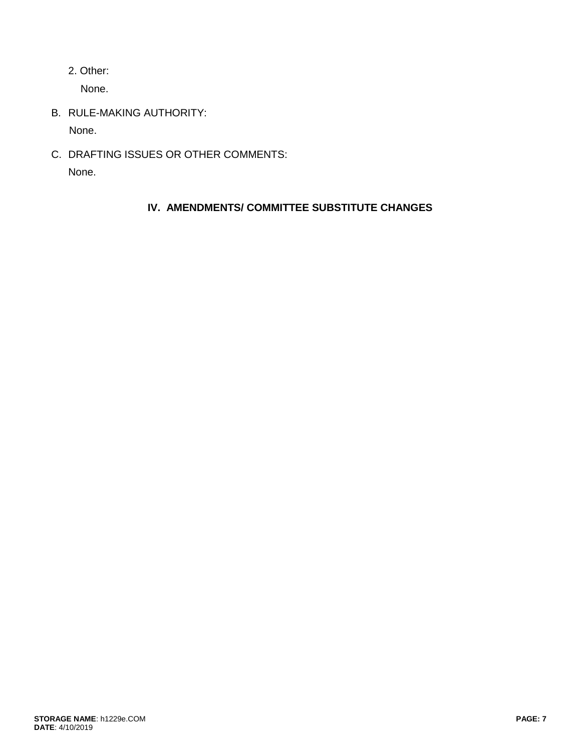2. Other:

None.

B. RULE-MAKING AUTHORITY:

None.

C. DRAFTING ISSUES OR OTHER COMMENTS:

None.

## IV. AMENDMENTS/ COMMITTEE SUBSTITUTE CHANGES